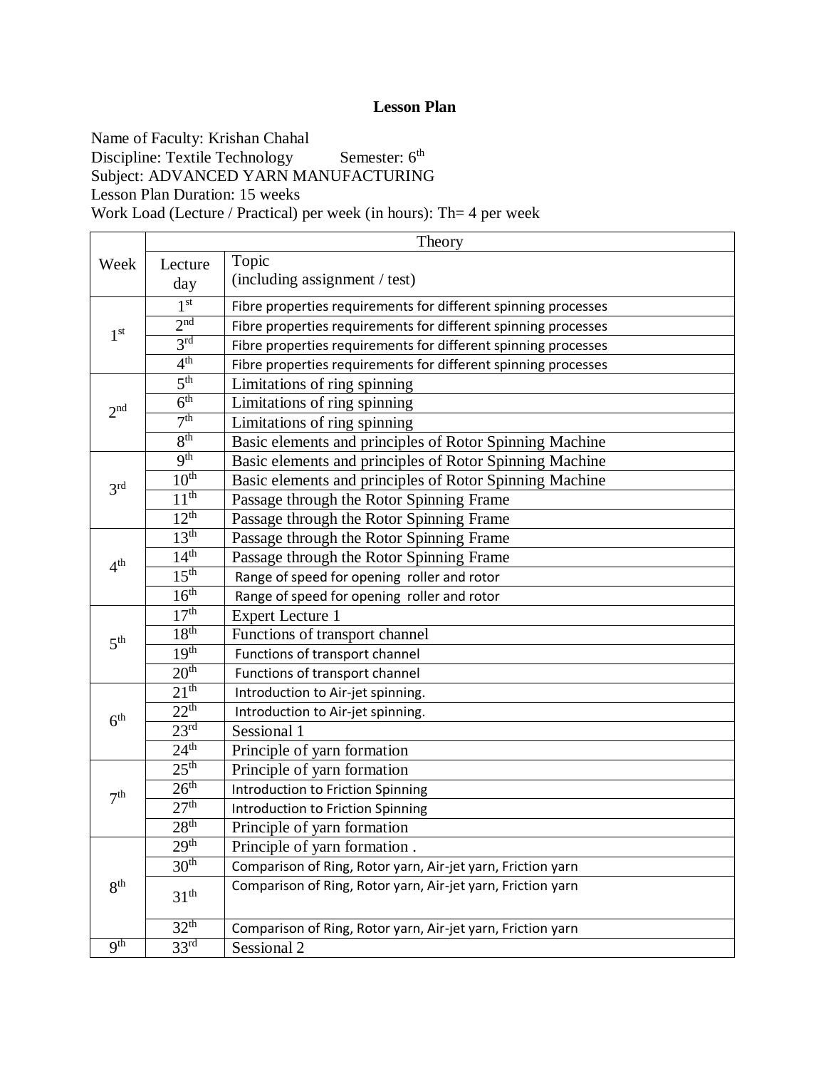# Lesson Plan

Name of Faculty: Krishan Chahal
Discipline: Textile Technology  Semester: 6th
Subject: ADVANCED YARN MANUFACTURING
Lesson Plan Duration: 15 weeks
Work Load (Lecture / Practical) per week (in hours): Th= 4 per week

| Week | Theory | |
|---|---|---|
| | Lecture day | Topic (including assignment / test) |
| 1st | 1st | Fibre properties requirements for different spinning processes |
| | 2nd | Fibre properties requirements for different spinning processes |
| | 3rd | Fibre properties requirements for different spinning processes |
| | 4th | Fibre properties requirements for different spinning processes |
| 2nd | 5th | Limitations of ring spinning |
| | 6th | Limitations of ring spinning |
| | 7th | Limitations of ring spinning |
| | 8th | Basic elements and principles of Rotor Spinning Machine |
| 3rd | 9th | Basic elements and principles of Rotor Spinning Machine |
| | 10th | Basic elements and principles of Rotor Spinning Machine |
| | 11th | Passage through the Rotor Spinning Frame |
| | 12th | Passage through the Rotor Spinning Frame |
| 4th | 13th | Passage through the Rotor Spinning Frame |
| | 14th | Passage through the Rotor Spinning Frame |
| | 15th | Range of speed for opening roller and rotor |
| | 16th | Range of speed for opening roller and rotor |
| 5th | 17th | Expert Lecture 1 |
| | 18th | Functions of transport channel |
| | 19th | Functions of transport channel |
| | 20th | Functions of transport channel |
| 6th | 21th | Introduction to Air-jet spinning. |
| | 22th | Introduction to Air-jet spinning. |
| | 23rd | Sessional 1 |
| | 24th | Principle of yarn formation |
| 7th | 25th | Principle of yarn formation |
| | 26th | Introduction to Friction Spinning |
| | 27th | Introduction to Friction Spinning |
| | 28th | Principle of yarn formation |
| 8th | 29th | Principle of yarn formation . |
| | 30th | Comparison of Ring, Rotor yarn, Air-jet yarn, Friction yarn |
| | 31th | Comparison of Ring, Rotor yarn, Air-jet yarn, Friction yarn |
| | 32th | Comparison of Ring, Rotor yarn, Air-jet yarn, Friction yarn |
| 9th | 33rd | Sessional 2 |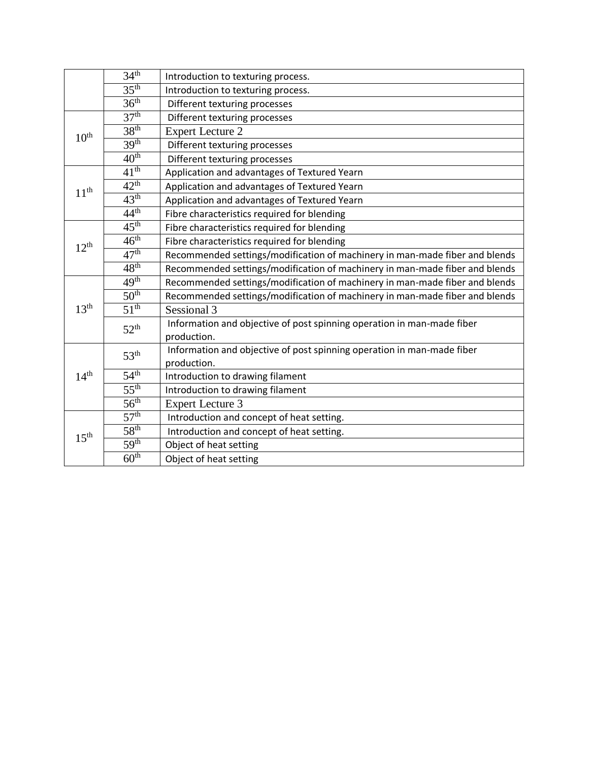| | | |
|---|---|---|
| | 34th | Introduction to texturing process. |
| | 35th | Introduction to texturing process. |
| | 36th | Different texturing processes |
| 10th | 37th | Different texturing processes |
| | 38th | Expert Lecture 2 |
| | 39th | Different texturing processes |
| | 40th | Different texturing processes |
| 11th | 41th | Application and advantages of Textured Yearn |
| | 42th | Application and advantages of Textured Yearn |
| | 43th | Application and advantages of Textured Yearn |
| | 44th | Fibre characteristics required for blending |
| 12th | 45th | Fibre characteristics required for blending |
| | 46th | Fibre characteristics required for blending |
| | 47th | Recommended settings/modification of machinery in man-made fiber and blends |
| | 48th | Recommended settings/modification of machinery in man-made fiber and blends |
| 13th | 49th | Recommended settings/modification of machinery in man-made fiber and blends |
| | 50th | Recommended settings/modification of machinery in man-made fiber and blends |
| | 51th | Sessional 3 |
| | 52th | Information and objective of post spinning operation in man-made fiber production. |
| 14th | 53th | Information and objective of post spinning operation in man-made fiber production. |
| | 54th | Introduction to drawing filament |
| | 55th | Introduction to drawing filament |
| | 56th | Expert Lecture 3 |
| 15th | 57th | Introduction and concept of heat setting. |
| | 58th | Introduction and concept of heat setting. |
| | 59th | Object of heat setting |
| | 60th | Object of heat setting |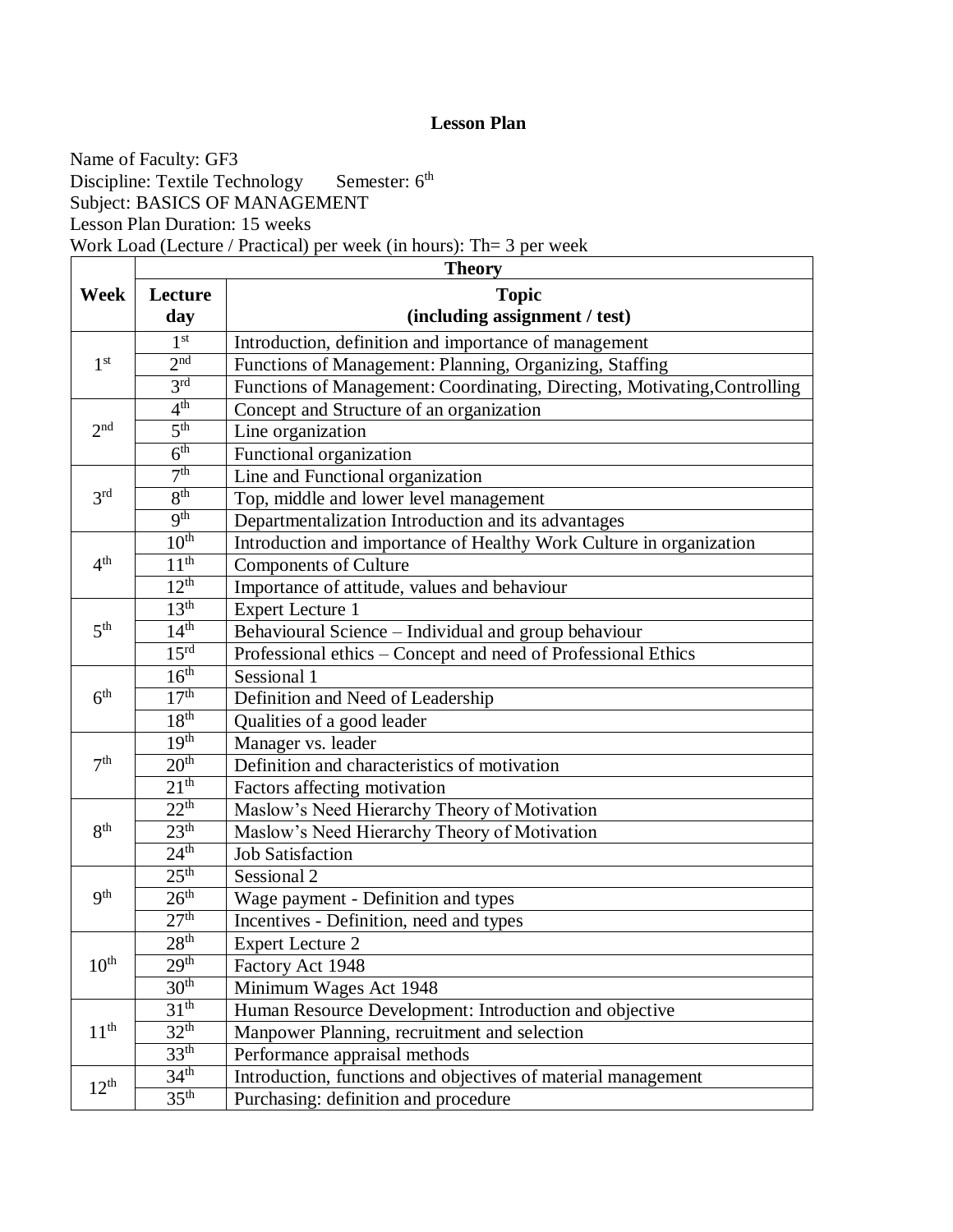**Lesson Plan**

Name of Faculty: GF3
Discipline: Textile Technology Semester: 6th
Subject: BASICS OF MANAGEMENT
Lesson Plan Duration: 15 weeks
Work Load (Lecture / Practical) per week (in hours): Th= 3 per week

| Week | Theory | |
|---|---|---|
| | Lecture day | Topic (including assignment / test) |
| 1st | 1st | Introduction, definition and importance of management |
| | 2nd | Functions of Management: Planning, Organizing, Staffing |
| | 3rd | Functions of Management: Coordinating, Directing, Motivating,Controlling |
| 2nd | 4th | Concept and Structure of an organization |
| | 5th | Line organization |
| | 6th | Functional organization |
| 3rd | 7th | Line and Functional organization |
| | 8th | Top, middle and lower level management |
| | 9th | Departmentalization Introduction and its advantages |
| 4th | 10th | Introduction and importance of Healthy Work Culture in organization |
| | 11th | Components of Culture |
| | 12th | Importance of attitude, values and behaviour |
| 5th | 13th | Expert Lecture 1 |
| | 14th | Behavioural Science – Individual and group behaviour |
| | 15rd | Professional ethics – Concept and need of Professional Ethics |
| 6th | 16th | Sessional 1 |
| | 17th | Definition and Need of Leadership |
| | 18th | Qualities of a good leader |
| 7th | 19th | Manager vs. leader |
| | 20th | Definition and characteristics of motivation |
| | 21th | Factors affecting motivation |
| 8th | 22th | Maslow's Need Hierarchy Theory of Motivation |
| | 23th | Maslow's Need Hierarchy Theory of Motivation |
| | 24th | Job Satisfaction |
| 9th | 25th | Sessional 2 |
| | 26th | Wage payment - Definition and types |
| | 27th | Incentives - Definition, need and types |
| 10th | 28th | Expert Lecture 2 |
| | 29th | Factory Act 1948 |
| | 30th | Minimum Wages Act 1948 |
| 11th | 31th | Human Resource Development: Introduction and objective |
| | 32th | Manpower Planning, recruitment and selection |
| | 33th | Performance appraisal methods |
| 12th | 34th | Introduction, functions and objectives of material management |
| | 35th | Purchasing: definition and procedure |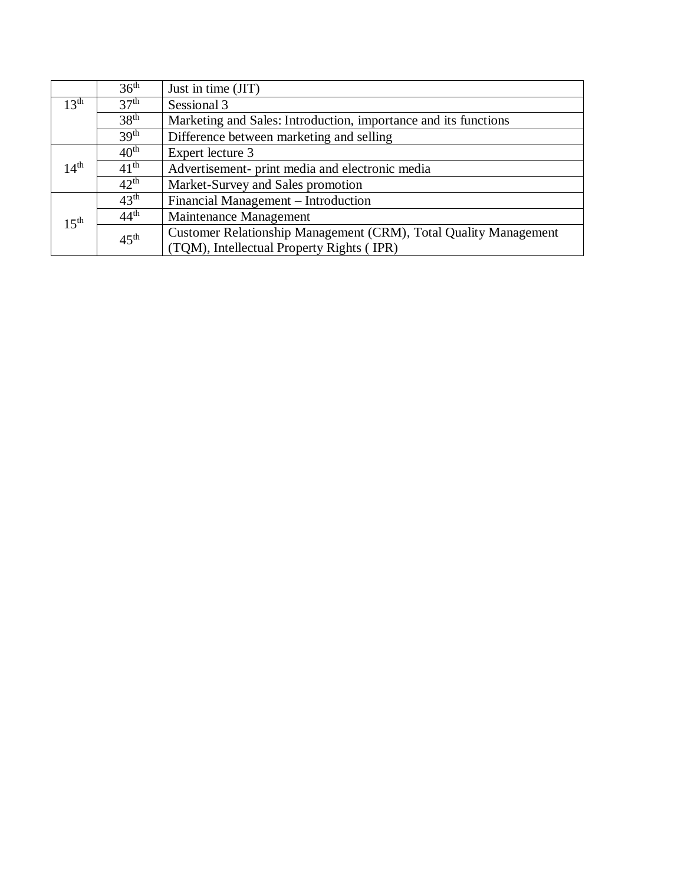| | | |
|---|---|---|
| | 36th | Just in time (JIT) |
| 13th | 37th | Sessional 3 |
| | 38th | Marketing and Sales: Introduction, importance and its functions |
| | 39th | Difference between marketing and selling |
| 14th | 40th | Expert lecture 3 |
| | 41th | Advertisement- print media and electronic media |
| | 42th | Market-Survey and Sales promotion |
| 15th | 43th | Financial Management – Introduction |
| | 44th | Maintenance Management |
| | 45th | Customer Relationship Management (CRM), Total Quality Management (TQM), Intellectual Property Rights ( IPR) |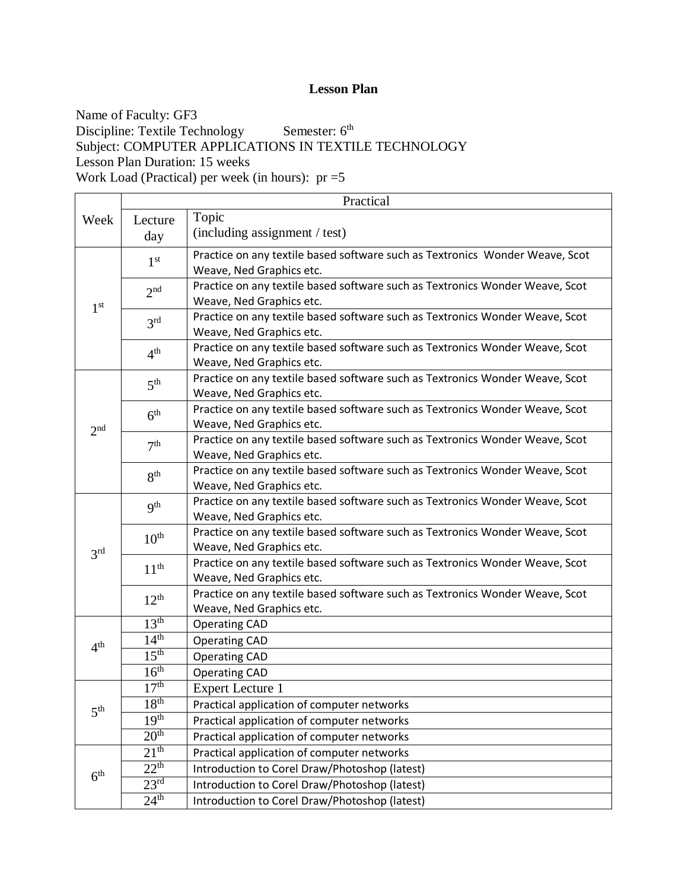**Lesson Plan**

Name of Faculty: GF3
Discipline: Textile Technology Semester: 6th
Subject: COMPUTER APPLICATIONS IN TEXTILE TECHNOLOGY
Lesson Plan Duration: 15 weeks
Work Load (Practical) per week (in hours): pr =5

| Week | Practical | |
|---|---|---|
| | Lecture day | Topic (including assignment / test) |
| 1st | 1st | Practice on any textile based software such as Textronics Wonder Weave, Scot Weave, Ned Graphics etc. |
| | 2nd | Practice on any textile based software such as Textronics Wonder Weave, Scot Weave, Ned Graphics etc. |
| | 3rd | Practice on any textile based software such as Textronics Wonder Weave, Scot Weave, Ned Graphics etc. |
| | 4th | Practice on any textile based software such as Textronics Wonder Weave, Scot Weave, Ned Graphics etc. |
| 2nd | 5th | Practice on any textile based software such as Textronics Wonder Weave, Scot Weave, Ned Graphics etc. |
| | 6th | Practice on any textile based software such as Textronics Wonder Weave, Scot Weave, Ned Graphics etc. |
| | 7th | Practice on any textile based software such as Textronics Wonder Weave, Scot Weave, Ned Graphics etc. |
| | 8th | Practice on any textile based software such as Textronics Wonder Weave, Scot Weave, Ned Graphics etc. |
| 3rd | 9th | Practice on any textile based software such as Textronics Wonder Weave, Scot Weave, Ned Graphics etc. |
| | 10th | Practice on any textile based software such as Textronics Wonder Weave, Scot Weave, Ned Graphics etc. |
| | 11th | Practice on any textile based software such as Textronics Wonder Weave, Scot Weave, Ned Graphics etc. |
| | 12th | Practice on any textile based software such as Textronics Wonder Weave, Scot Weave, Ned Graphics etc. |
| 4th | 13th | Operating CAD |
| | 14th | Operating CAD |
| | 15th | Operating CAD |
| | 16th | Operating CAD |
| 5th | 17th | Expert Lecture 1 |
| | 18th | Practical application of computer networks |
| | 19th | Practical application of computer networks |
| | 20th | Practical application of computer networks |
| 6th | 21th | Practical application of computer networks |
| | 22th | Introduction to Corel Draw/Photoshop (latest) |
| | 23rd | Introduction to Corel Draw/Photoshop (latest) |
| | 24th | Introduction to Corel Draw/Photoshop (latest) |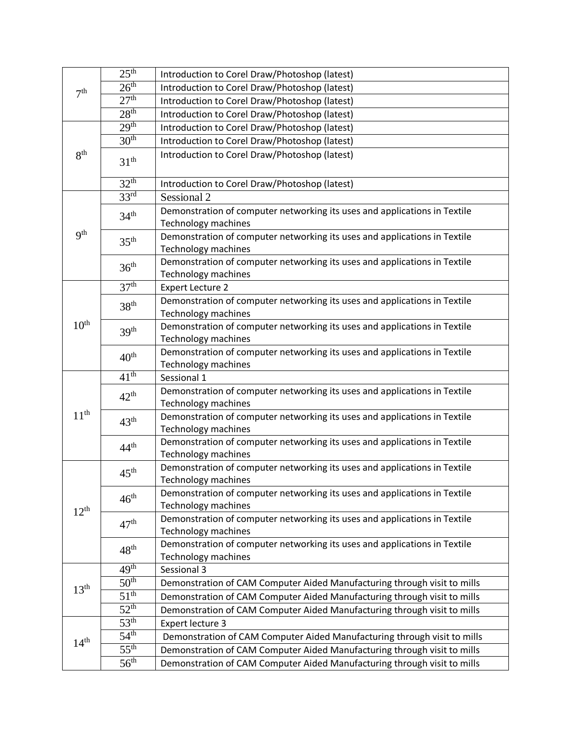| | | |
|---|---|---|
| 7th | 25th | Introduction to Corel Draw/Photoshop (latest) |
| | 26th | Introduction to Corel Draw/Photoshop (latest) |
| | 27th | Introduction to Corel Draw/Photoshop (latest) |
| | 28th | Introduction to Corel Draw/Photoshop (latest) |
| 8th | 29th | Introduction to Corel Draw/Photoshop (latest) |
| | 30th | Introduction to Corel Draw/Photoshop (latest) |
| | 31th | Introduction to Corel Draw/Photoshop (latest) |
| | 32th | Introduction to Corel Draw/Photoshop (latest) |
| 9th | 33rd | Sessional 2 |
| | 34th | Demonstration of computer networking its uses and applications in Textile Technology machines |
| | 35th | Demonstration of computer networking its uses and applications in Textile Technology machines |
| | 36th | Demonstration of computer networking its uses and applications in Textile Technology machines |
| 10th | 37th | Expert Lecture 2 |
| | 38th | Demonstration of computer networking its uses and applications in Textile Technology machines |
| | 39th | Demonstration of computer networking its uses and applications in Textile Technology machines |
| | 40th | Demonstration of computer networking its uses and applications in Textile Technology machines |
| 11th | 41th | Sessional 1 |
| | 42th | Demonstration of computer networking its uses and applications in Textile Technology machines |
| | 43th | Demonstration of computer networking its uses and applications in Textile Technology machines |
| | 44th | Demonstration of computer networking its uses and applications in Textile Technology machines |
| 12th | 45th | Demonstration of computer networking its uses and applications in Textile Technology machines |
| | 46th | Demonstration of computer networking its uses and applications in Textile Technology machines |
| | 47th | Demonstration of computer networking its uses and applications in Textile Technology machines |
| | 48th | Demonstration of computer networking its uses and applications in Textile Technology machines |
| 13th | 49th | Sessional 3 |
| | 50th | Demonstration of CAM Computer Aided Manufacturing through visit to mills |
| | 51th | Demonstration of CAM Computer Aided Manufacturing through visit to mills |
| | 52th | Demonstration of CAM Computer Aided Manufacturing through visit to mills |
| 14th | 53th | Expert lecture 3 |
| | 54th | Demonstration of CAM Computer Aided Manufacturing through visit to mills |
| | 55th | Demonstration of CAM Computer Aided Manufacturing through visit to mills |
| | 56th | Demonstration of CAM Computer Aided Manufacturing through visit to mills |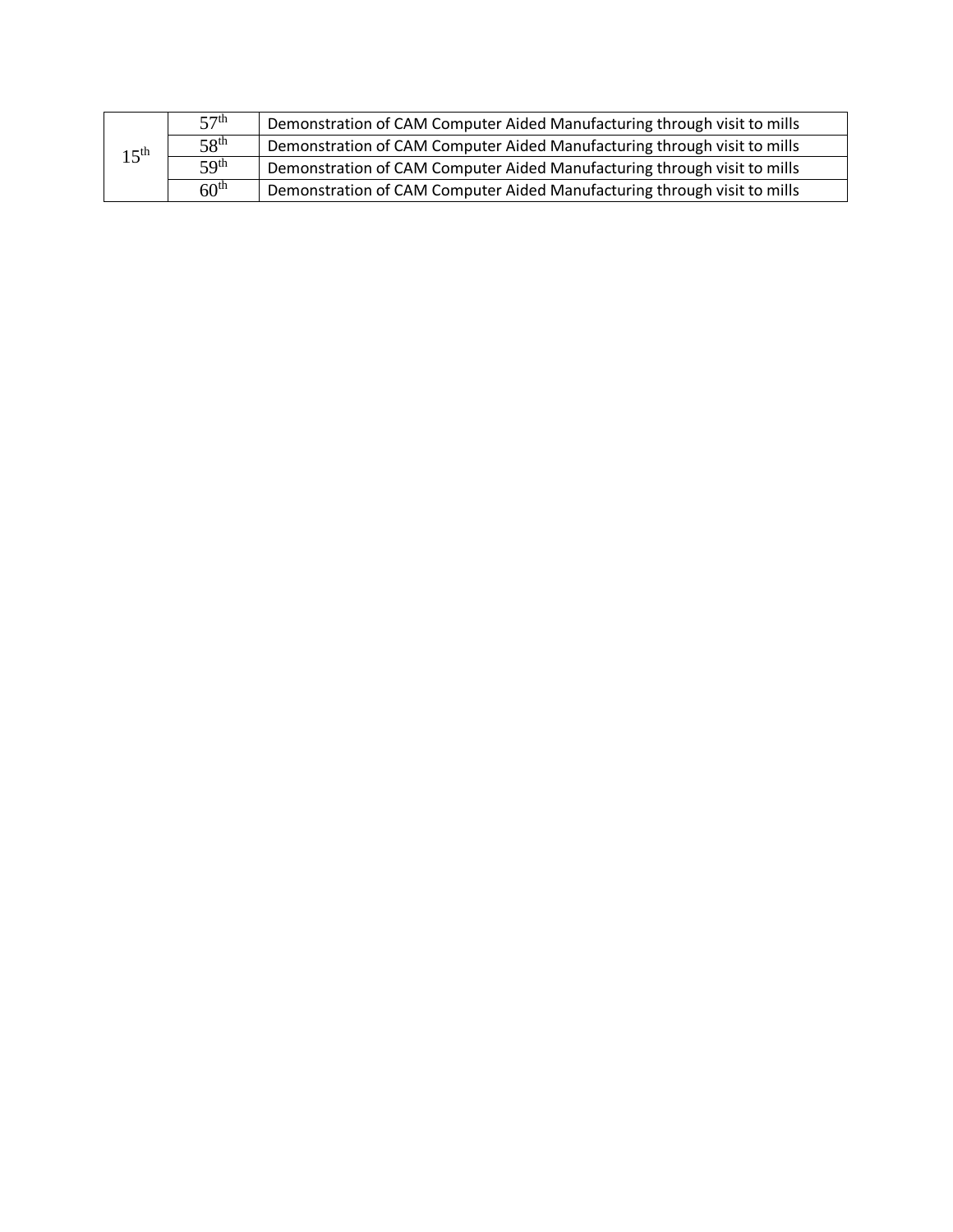| | | |
|---|---|---|
| 15th | 57th | Demonstration of CAM Computer Aided Manufacturing through visit to mills |
| | 58th | Demonstration of CAM Computer Aided Manufacturing through visit to mills |
| | 59th | Demonstration of CAM Computer Aided Manufacturing through visit to mills |
| | 60th | Demonstration of CAM Computer Aided Manufacturing through visit to mills |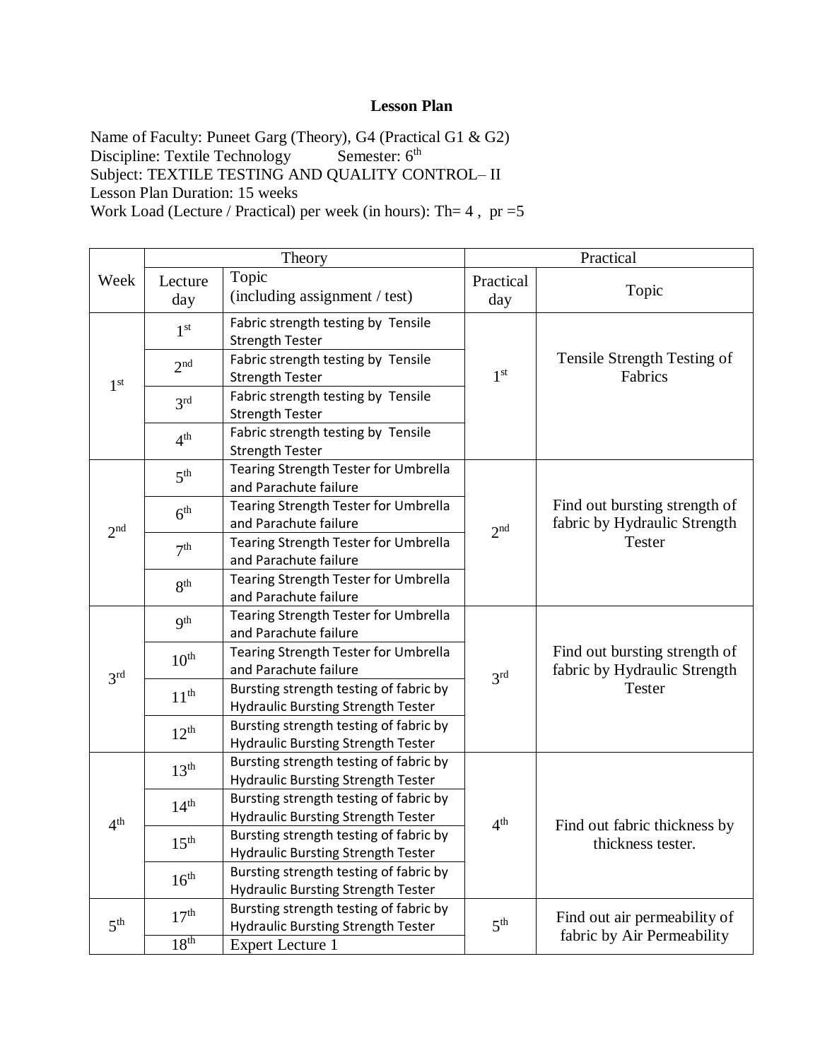**Lesson Plan**

Name of Faculty: Puneet Garg (Theory), G4 (Practical G1 & G2)
Discipline: Textile Technology Semester: 6th
Subject: TEXTILE TESTING AND QUALITY CONTROL– II
Lesson Plan Duration: 15 weeks
Work Load (Lecture / Practical) per week (in hours): Th= 4 , pr =5

| Week | Theory | | Practical | |
|---|---|---|---|---|
| | Lecture day | Topic (including assignment / test) | Practical day | Topic |
| 1st | 1st | Fabric strength testing by Tensile Strength Tester | 1st | Tensile Strength Testing of Fabrics |
| | 2nd | Fabric strength testing by Tensile Strength Tester | | |
| | 3rd | Fabric strength testing by Tensile Strength Tester | | |
| | 4th | Fabric strength testing by Tensile Strength Tester | | |
| 2nd | 5th | Tearing Strength Tester for Umbrella and Parachute failure | 2nd | Find out bursting strength of fabric by Hydraulic Strength Tester |
| | 6th | Tearing Strength Tester for Umbrella and Parachute failure | | |
| | 7th | Tearing Strength Tester for Umbrella and Parachute failure | | |
| | 8th | Tearing Strength Tester for Umbrella and Parachute failure | | |
| 3rd | 9th | Tearing Strength Tester for Umbrella and Parachute failure | 3rd | Find out bursting strength of fabric by Hydraulic Strength Tester |
| | 10th | Tearing Strength Tester for Umbrella and Parachute failure | | |
| | 11th | Bursting strength testing of fabric by Hydraulic Bursting Strength Tester | | |
| | 12th | Bursting strength testing of fabric by Hydraulic Bursting Strength Tester | | |
| 4th | 13th | Bursting strength testing of fabric by Hydraulic Bursting Strength Tester | 4th | Find out fabric thickness by thickness tester. |
| | 14th | Bursting strength testing of fabric by Hydraulic Bursting Strength Tester | | |
| | 15th | Bursting strength testing of fabric by Hydraulic Bursting Strength Tester | | |
| | 16th | Bursting strength testing of fabric by Hydraulic Bursting Strength Tester | | |
| 5th | 17th | Bursting strength testing of fabric by Hydraulic Bursting Strength Tester | 5th | Find out air permeability of fabric by Air Permeability |
| | 18th | Expert Lecture 1 | | |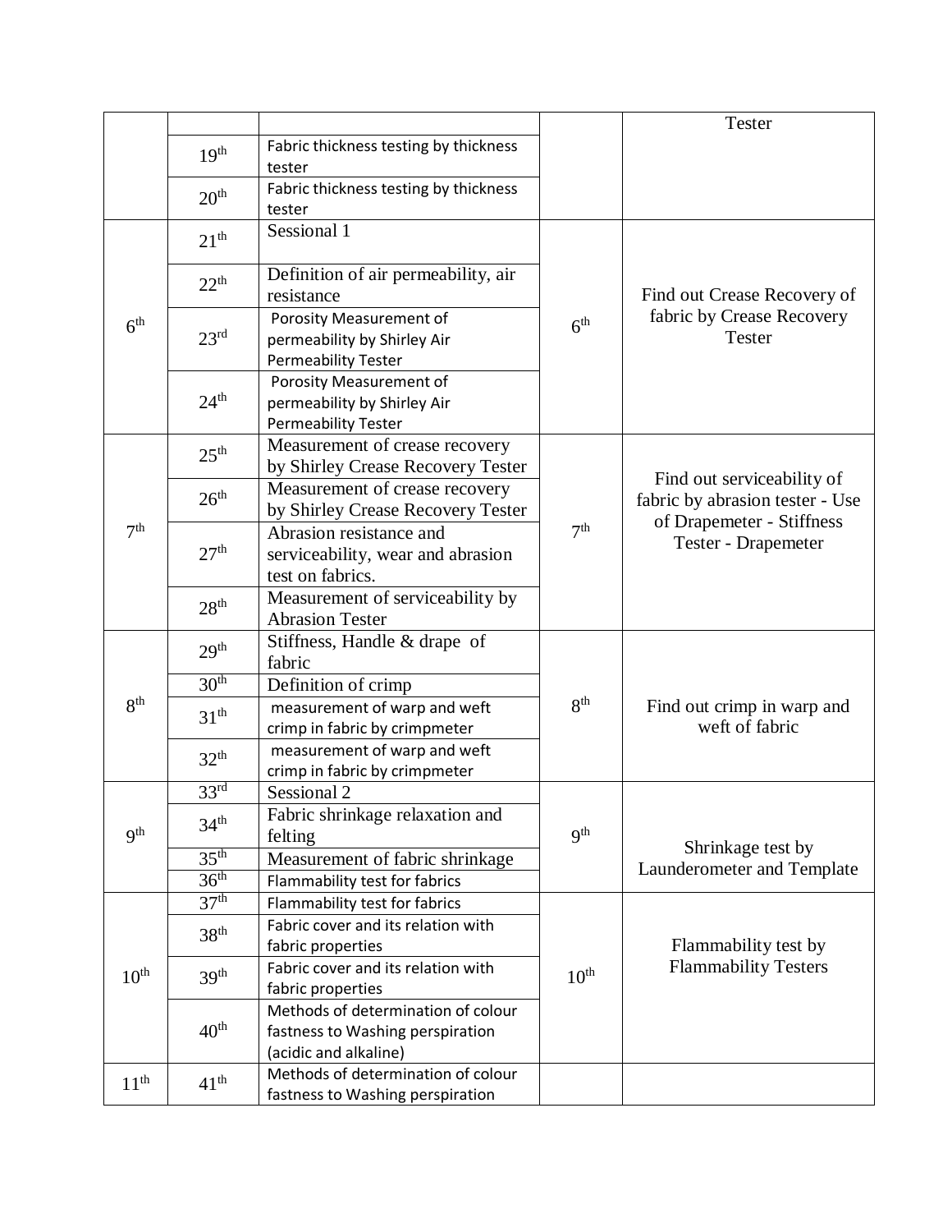| | | | | |
|---|---|---|---|---|
| | | | | Tester |
| | 19th | Fabric thickness testing by thickness tester | | |
| | 20th | Fabric thickness testing by thickness tester | | |
| 6th | 21th | Sessional 1 | 6th | Find out Crease Recovery of fabric by Crease Recovery Tester |
| | 22th | Definition of air permeability, air resistance | | |
| | 23rd | Porosity Measurement of permeability by Shirley Air Permeability Tester | | |
| | 24th | Porosity Measurement of permeability by Shirley Air Permeability Tester | | |
| 7th | 25th | Measurement of crease recovery by Shirley Crease Recovery Tester | 7th | Find out serviceability of fabric by abrasion tester - Use of Drapemeter - Stiffness Tester - Drapemeter |
| | 26th | Measurement of crease recovery by Shirley Crease Recovery Tester | | |
| | 27th | Abrasion resistance and serviceability, wear and abrasion test on fabrics. | | |
| | 28th | Measurement of serviceability by Abrasion Tester | | |
| 8th | 29th | Stiffness, Handle & drape of fabric | 8th | Find out crimp in warp and weft of fabric |
| | 30th | Definition of crimp | | |
| | 31th | measurement of warp and weft crimp in fabric by crimpmeter | | |
| | 32th | measurement of warp and weft crimp in fabric by crimpmeter | | |
| 9th | 33rd | Sessional 2 | 9th | Shrinkage test by Launderometer and Template |
| | 34th | Fabric shrinkage relaxation and felting | | |
| | 35th | Measurement of fabric shrinkage | | |
| | 36th | Flammability test for fabrics | | |
| 10th | 37th | Flammability test for fabrics | 10th | Flammability test by Flammability Testers |
| | 38th | Fabric cover and its relation with fabric properties | | |
| | 39th | Fabric cover and its relation with fabric properties | | |
| | 40th | Methods of determination of colour fastness to Washing perspiration (acidic and alkaline) | | |
| 11th | 41th | Methods of determination of colour fastness to Washing perspiration | | |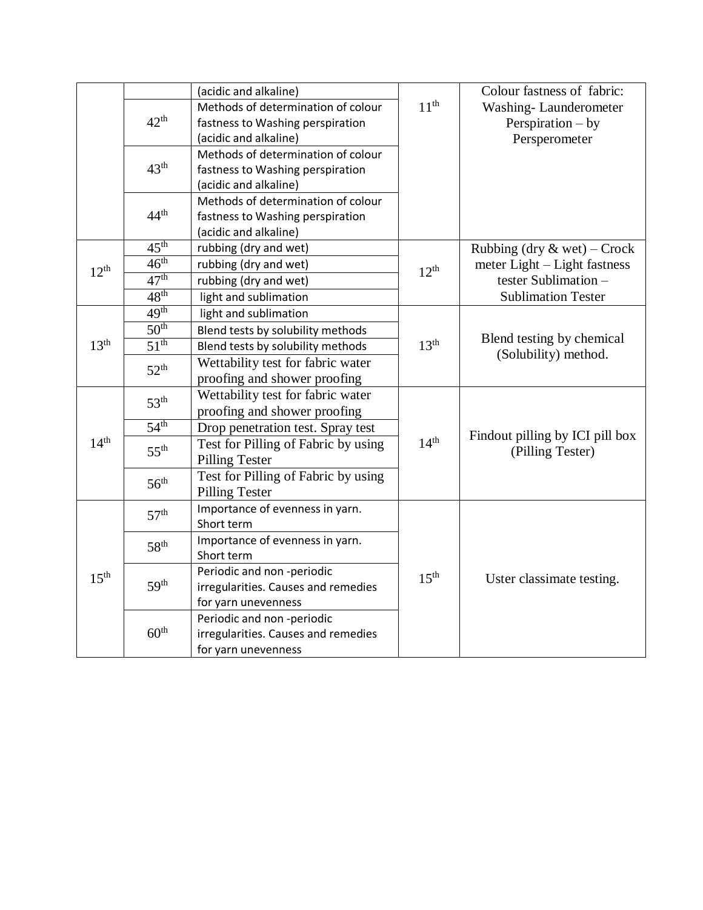| | | (acidic and alkaline) | 11th | Colour fastness of fabric: Washing- Launderometer Perspiration – by Persperometer |
|---|---|---|---|---|
| | 42th | Methods of determination of colour fastness to Washing perspiration (acidic and alkaline) | | |
| | 43th | Methods of determination of colour fastness to Washing perspiration (acidic and alkaline) | | |
| | 44th | Methods of determination of colour fastness to Washing perspiration (acidic and alkaline) | | |
| 12th | 45th | rubbing (dry and wet) | 12th | Rubbing (dry & wet) – Crock meter Light – Light fastness tester Sublimation – Sublimation Tester |
| | 46th | rubbing (dry and wet) | | |
| | 47th | rubbing (dry and wet) | | |
| | 48th | light and sublimation | | |
| 13th | 49th | light and sublimation | 13th | Blend testing by chemical (Solubility) method. |
| | 50th | Blend tests by solubility methods | | |
| | 51th | Blend tests by solubility methods | | |
| | 52th | Wettability test for fabric water proofing and shower proofing | | |
| 14th | 53th | Wettability test for fabric water proofing and shower proofing | 14th | Findout pilling by ICI pill box (Pilling Tester) |
| | 54th | Drop penetration test. Spray test | | |
| | 55th | Test for Pilling of Fabric by using Pilling Tester | | |
| | 56th | Test for Pilling of Fabric by using Pilling Tester | | |
| 15th | 57th | Importance of evenness in yarn. Short term | 15th | Uster classimate testing. |
| | 58th | Importance of evenness in yarn. Short term | | |
| | 59th | Periodic and non -periodic irregularities. Causes and remedies for yarn unevenness | | |
| | 60th | Periodic and non -periodic irregularities. Causes and remedies for yarn unevenness | | |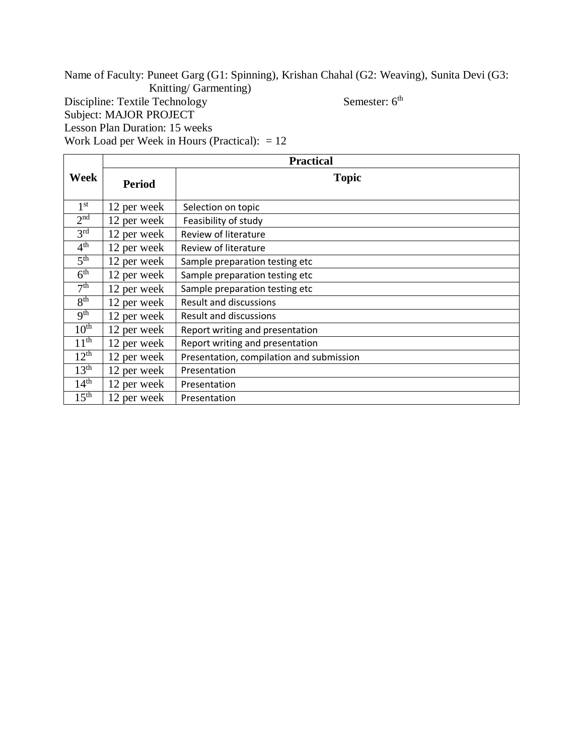Name of Faculty: Puneet Garg (G1: Spinning), Krishan Chahal (G2: Weaving), Sunita Devi (G3: Knitting/ Garmenting)

Discipline: Textile Technology Semester: 6th

Subject: MAJOR PROJECT

Lesson Plan Duration: 15 weeks

Work Load per Week in Hours (Practical): = 12

| Week | Practical | |
|---|---|---|
| | **Period** | **Topic** |
| 1st | 12 per week | Selection on topic |
| 2nd | 12 per week | Feasibility of study |
| 3rd | 12 per week | Review of literature |
| 4th | 12 per week | Review of literature |
| 5th | 12 per week | Sample preparation testing etc |
| 6th | 12 per week | Sample preparation testing etc |
| 7th | 12 per week | Sample preparation testing etc |
| 8th | 12 per week | Result and discussions |
| 9th | 12 per week | Result and discussions |
| 10th | 12 per week | Report writing and presentation |
| 11th | 12 per week | Report writing and presentation |
| 12th | 12 per week | Presentation, compilation and submission |
| 13th | 12 per week | Presentation |
| 14th | 12 per week | Presentation |
| 15th | 12 per week | Presentation |